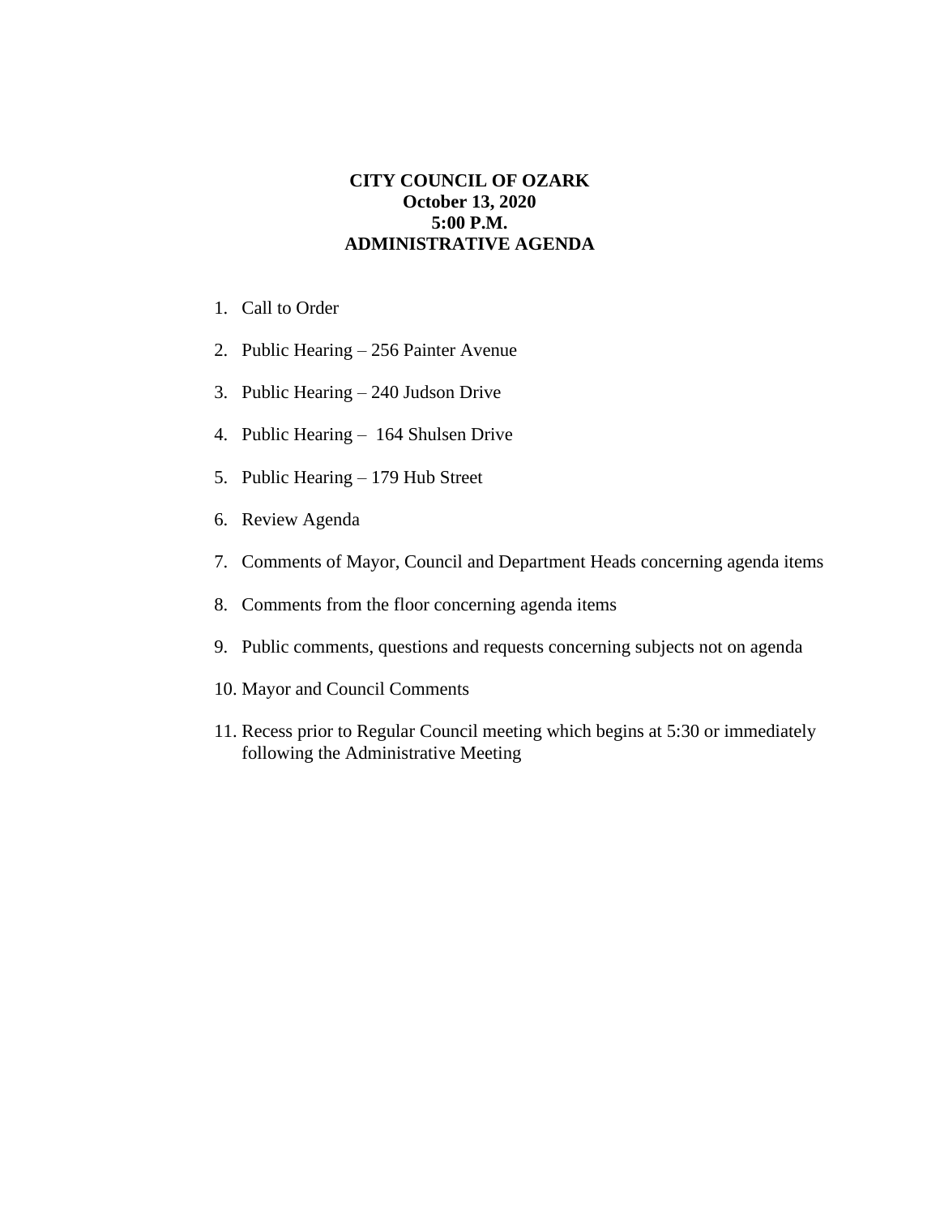**CITY COUNCIL OF OZARK**
**October 13, 2020**
**5:00 P.M.**
**ADMINISTRATIVE AGENDA**

1. Call to Order
2. Public Hearing – 256 Painter Avenue
3. Public Hearing – 240 Judson Drive
4. Public Hearing – 164 Shulsen Drive
5. Public Hearing – 179 Hub Street
6. Review Agenda
7. Comments of Mayor, Council and Department Heads concerning agenda items
8. Comments from the floor concerning agenda items
9. Public comments, questions and requests concerning subjects not on agenda
10. Mayor and Council Comments
11. Recess prior to Regular Council meeting which begins at 5:30 or immediately following the Administrative Meeting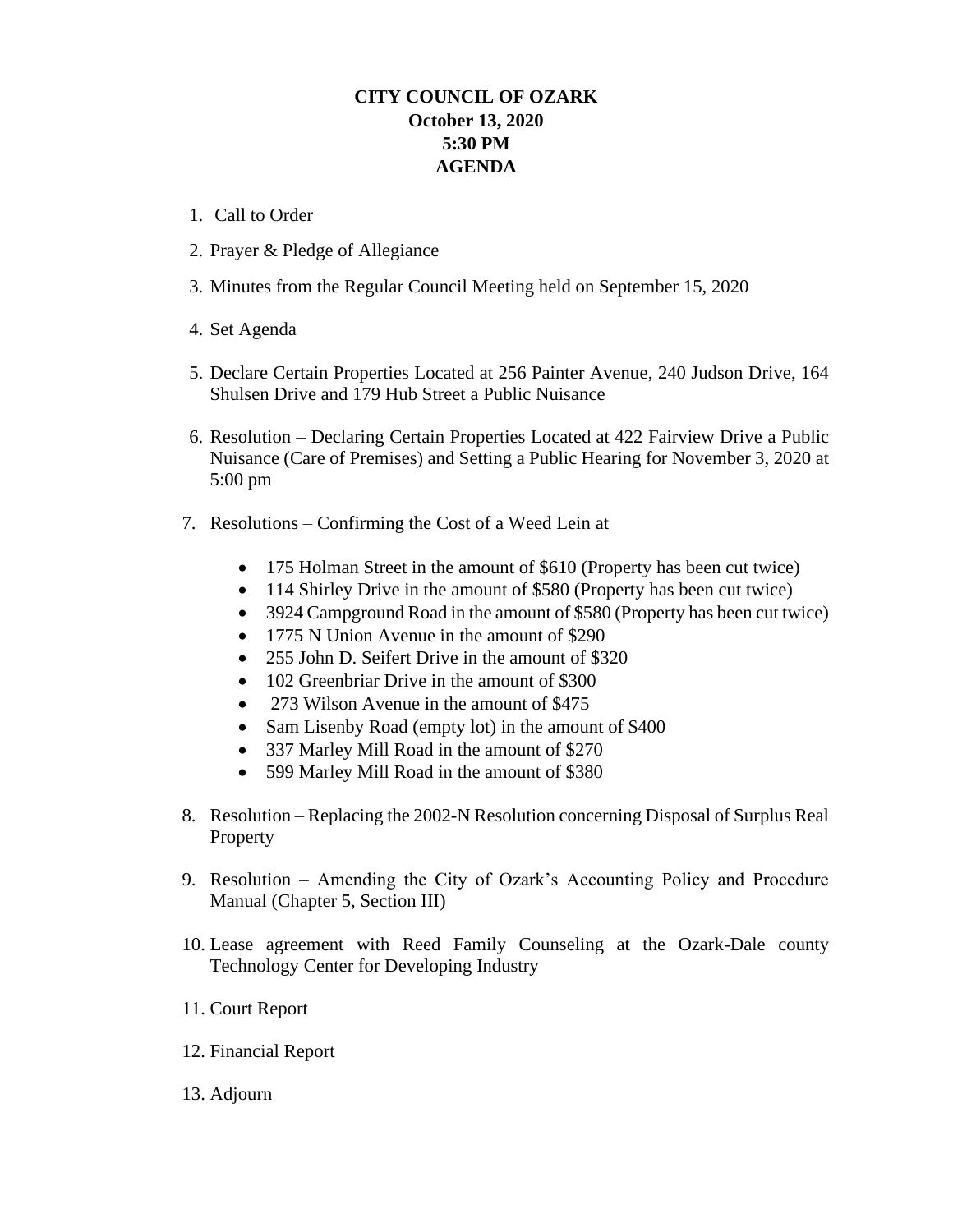**CITY COUNCIL OF OZARK**
**October 13, 2020**
**5:30 PM**
**AGENDA**

1. Call to Order
2. Prayer & Pledge of Allegiance
3. Minutes from the Regular Council Meeting held on September 15, 2020
4. Set Agenda
5. Declare Certain Properties Located at 256 Painter Avenue, 240 Judson Drive, 164 Shulsen Drive and 179 Hub Street a Public Nuisance
6. Resolution – Declaring Certain Properties Located at 422 Fairview Drive a Public Nuisance (Care of Premises) and Setting a Public Hearing for November 3, 2020 at 5:00 pm
7. Resolutions – Confirming the Cost of a Weed Lein at
    - 175 Holman Street in the amount of $610 (Property has been cut twice)
    - 114 Shirley Drive in the amount of $580 (Property has been cut twice)
    - 3924 Campground Road in the amount of $580 (Property has been cut twice)
    - 1775 N Union Avenue in the amount of $290
    - 255 John D. Seifert Drive in the amount of $320
    - 102 Greenbriar Drive in the amount of $300
    - 273 Wilson Avenue in the amount of $475
    - Sam Lisenby Road (empty lot) in the amount of $400
    - 337 Marley Mill Road in the amount of $270
    - 599 Marley Mill Road in the amount of $380
8. Resolution – Replacing the 2002-N Resolution concerning Disposal of Surplus Real Property
9. Resolution – Amending the City of Ozark's Accounting Policy and Procedure Manual (Chapter 5, Section III)
10. Lease agreement with Reed Family Counseling at the Ozark-Dale county Technology Center for Developing Industry
11. Court Report
12. Financial Report
13. Adjourn